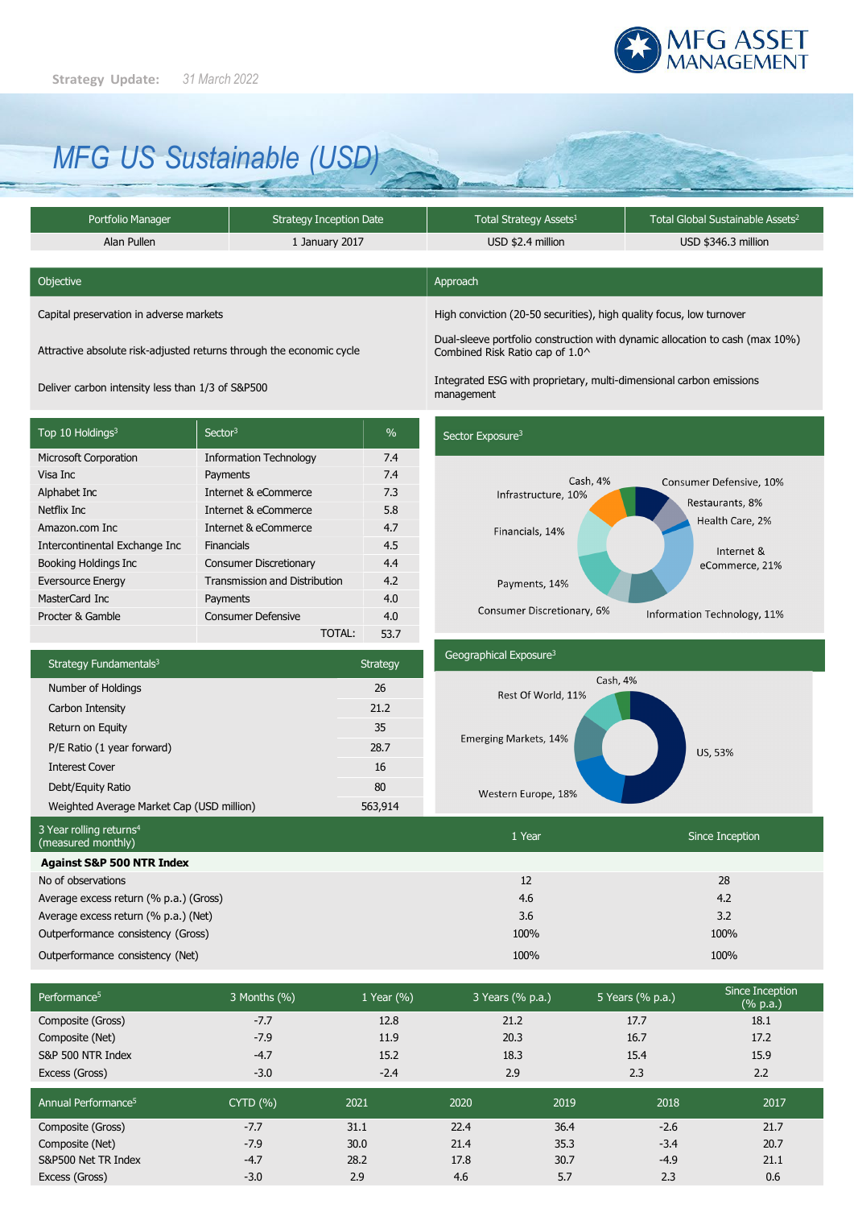**Strategy Update:** *31 March 2022*

MFG ASSET MANAGEMENT

# MFG US Sustainable (USD)

| Portfolio Manager | Strategy Inception Date | Total Strategy Assets[1] | Total Global Sustainable Assets[2] |
|---|---|---|---|
| Alan Pullen | 1 January 2017 | USD $2.4 million | USD $346.3 million |

| Objective | Approach |
|---|---|
| Capital preservation in adverse markets | High conviction (20-50 securities), high quality focus, low turnover |
| Attractive absolute risk-adjusted returns through the economic cycle | Dual-sleeve portfolio construction with dynamic allocation to cash (max 10%) Combined Risk Ratio cap of 1.0^ |
| Deliver carbon intensity less than 1/3 of S&P500 | Integrated ESG with proprietary, multi-dimensional carbon emissions management |

| Top 10 Holdings[3] | Sector[3] | % |
|---|---|---|
| Microsoft Corporation | Information Technology | 7.4 |
| Visa Inc | Payments | 7.4 |
| Alphabet Inc | Internet & eCommerce | 7.3 |
| Netflix Inc | Internet & eCommerce | 5.8 |
| Amazon.com Inc | Internet & eCommerce | 4.7 |
| Intercontinental Exchange Inc | Financials | 4.5 |
| Booking Holdings Inc | Consumer Discretionary | 4.4 |
| Eversource Energy | Transmission and Distribution | 4.2 |
| MasterCard Inc | Payments | 4.0 |
| Procter & Gamble | Consumer Defensive | 4.0 |
| | TOTAL: | 53.7 |

**Sector Exposure[3]**

Cash, 4%; Consumer Defensive, 10%; Restaurants, 8%; Health Care, 2%; Internet & eCommerce, 21%; Information Technology, 11%; Consumer Discretionary, 6%; Payments, 14%; Financials, 14%; Infrastructure, 10%

| Strategy Fundamentals[3] | Strategy |
|---|---|
| Number of Holdings | 26 |
| Carbon Intensity | 21.2 |
| Return on Equity | 35 |
| P/E Ratio (1 year forward) | 28.7 |
| Interest Cover | 16 |
| Debt/Equity Ratio | 80 |
| Weighted Average Market Cap (USD million) | 563,914 |

**Geographical Exposure[3]**

Cash, 4%; US, 53%; Western Europe, 18%; Emerging Markets, 14%; Rest Of World, 11%

| 3 Year rolling returns[4] (measured monthly) | 1 Year | Since Inception |
|---|---|---|
| **Against S&P 500 NTR Index** | | |
| No of observations | 12 | 28 |
| Average excess return (% p.a.) (Gross) | 4.6 | 4.2 |
| Average excess return (% p.a.) (Net) | 3.6 | 3.2 |
| Outperformance consistency (Gross) | 100% | 100% |
| Outperformance consistency (Net) | 100% | 100% |

| Performance[5] | 3 Months (%) | 1 Year (%) | 3 Years (% p.a.) | 5 Years (% p.a.) | Since Inception (% p.a.) |
|---|---|---|---|---|---|
| Composite (Gross) | -7.7 | 12.8 | 21.2 | 17.7 | 18.1 |
| Composite (Net) | -7.9 | 11.9 | 20.3 | 16.7 | 17.2 |
| S&P 500 NTR Index | -4.7 | 15.2 | 18.3 | 15.4 | 15.9 |
| Excess (Gross) | -3.0 | -2.4 | 2.9 | 2.3 | 2.2 |

| Annual Performance[5] | CYTD (%) | 2021 | 2020 | 2019 | 2018 | 2017 |
|---|---|---|---|---|---|---|
| Composite (Gross) | -7.7 | 31.1 | 22.4 | 36.4 | -2.6 | 21.7 |
| Composite (Net) | -7.9 | 30.0 | 21.4 | 35.3 | -3.4 | 20.7 |
| S&P500 Net TR Index | -4.7 | 28.2 | 17.8 | 30.7 | -4.9 | 21.1 |
| Excess (Gross) | -3.0 | 2.9 | 4.6 | 5.7 | 2.3 | 0.6 |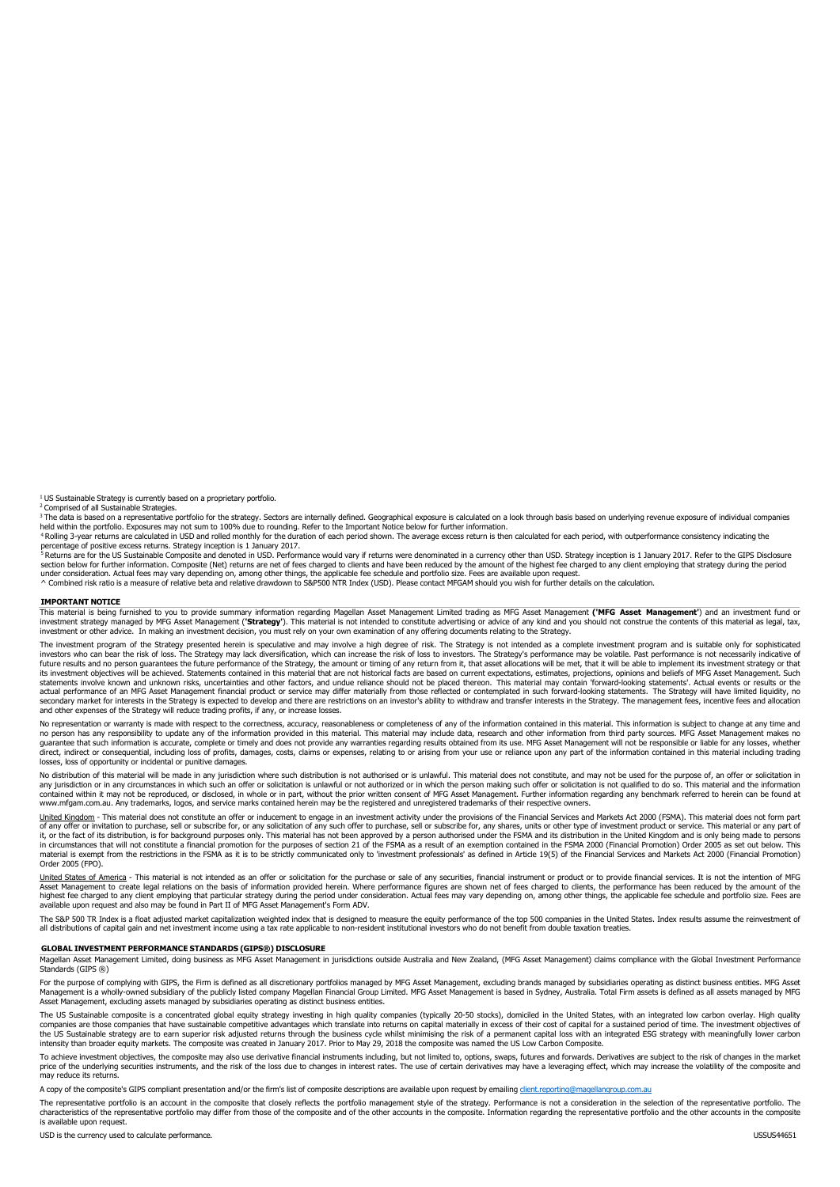[1] US Sustainable Strategy is currently based on a proprietary portfolio.

[2] Comprised of all Sustainable Strategies.

[3] The data is based on a representative portfolio for the strategy. Sectors are internally defined. Geographical exposure is calculated on a look through basis based on underlying revenue exposure of individual companies held within the portfolio. Exposures may not sum to 100% due to rounding. Refer to the Important Notice below for further information.

[4] Rolling 3-year returns are calculated in USD and rolled monthly for the duration of each period shown. The average excess return is then calculated for each period, with outperformance consistency indicating the percentage of positive excess returns. Strategy inception is 1 January 2017.

[5] Returns are for the US Sustainable Composite and denoted in USD. Performance would vary if returns were denominated in a currency other than USD. Strategy inception is 1 January 2017. Refer to the GIPS Disclosure section below for further information. Composite (Net) returns are net of fees charged to clients and have been reduced by the amount of the highest fee charged to any client employing that strategy during the period under consideration. Actual fees may vary depending on, among other things, the applicable fee schedule and portfolio size. Fees are available upon request.

^ Combined risk ratio is a measure of relative beta and relative drawdown to S&P500 NTR Index (USD). Please contact MFGAM should you wish for further details on the calculation.

## IMPORTANT NOTICE

This material is being furnished to you to provide summary information regarding Magellan Asset Management Limited trading as MFG Asset Management **('MFG Asset Management'**) and an investment fund or investment strategy managed by MFG Asset Management (**'Strategy'**). This material is not intended to constitute advertising or advice of any kind and you should not construe the contents of this material as legal, tax, investment or other advice. In making an investment decision, you must rely on your own examination of any offering documents relating to the Strategy.

The investment program of the Strategy presented herein is speculative and may involve a high degree of risk. The Strategy is not intended as a complete investment program and is suitable only for sophisticated investors who can bear the risk of loss. The Strategy may lack diversification, which can increase the risk of loss to investors. The Strategy's performance may be volatile. Past performance is not necessarily indicative of future results and no person guarantees the future performance of the Strategy, the amount or timing of any return from it, that asset allocations will be met, that it will be able to implement its investment strategy or that its investment objectives will be achieved. Statements contained in this material that are not historical facts are based on current expectations, estimates, projections, opinions and beliefs of MFG Asset Management. Such statements involve known and unknown risks, uncertainties and other factors, and undue reliance should not be placed thereon. This material may contain 'forward-looking statements'. Actual events or results or the actual performance of an MFG Asset Management financial product or service may differ materially from those reflected or contemplated in such forward-looking statements. The Strategy will have limited liquidity, no secondary market for interests in the Strategy is expected to develop and there are restrictions on an investor's ability to withdraw and transfer interests in the Strategy. The management fees, incentive fees and allocation and other expenses of the Strategy will reduce trading profits, if any, or increase losses.

No representation or warranty is made with respect to the correctness, accuracy, reasonableness or completeness of any of the information contained in this material. This information is subject to change at any time and no person has any responsibility to update any of the information provided in this material. This material may include data, research and other information from third party sources. MFG Asset Management makes no guarantee that such information is accurate, complete or timely and does not provide any warranties regarding results obtained from its use. MFG Asset Management will not be responsible or liable for any losses, whether direct, indirect or consequential, including loss of profits, damages, costs, claims or expenses, relating to or arising from your use or reliance upon any part of the information contained in this material including trading losses, loss of opportunity or incidental or punitive damages.

No distribution of this material will be made in any jurisdiction where such distribution is not authorised or is unlawful. This material does not constitute, and may not be used for the purpose of, an offer or solicitation in any jurisdiction or in any circumstances in which such an offer or solicitation is unlawful or not authorized or in which the person making such offer or solicitation is not qualified to do so. This material and the information contained within it may not be reproduced, or disclosed, in whole or in part, without the prior written consent of MFG Asset Management. Further information regarding any benchmark referred to herein can be found at www.mfgam.com.au. Any trademarks, logos, and service marks contained herein may be the registered and unregistered trademarks of their respective owners.

United Kingdom - This material does not constitute an offer or inducement to engage in an investment activity under the provisions of the Financial Services and Markets Act 2000 (FSMA). This material does not form part of any offer or invitation to purchase, sell or subscribe for, or any solicitation of any such offer to purchase, sell or subscribe for, any shares, units or other type of investment product or service. This material or any part of it, or the fact of its distribution, is for background purposes only. This material has not been approved by a person authorised under the FSMA and its distribution in the United Kingdom and is only being made to persons in circumstances that will not constitute a financial promotion for the purposes of section 21 of the FSMA as a result of an exemption contained in the FSMA 2000 (Financial Promotion) Order 2005 as set out below. This material is exempt from the restrictions in the FSMA as it is to be strictly communicated only to 'investment professionals' as defined in Article 19(5) of the Financial Services and Markets Act 2000 (Financial Promotion) Order 2005 (FPO).

United States of America - This material is not intended as an offer or solicitation for the purchase or sale of any securities, financial instrument or product or to provide financial services. It is not the intention of MFG Asset Management to create legal relations on the basis of information provided herein. Where performance figures are shown net of fees charged to clients, the performance has been reduced by the amount of the highest fee charged to any client employing that particular strategy during the period under consideration. Actual fees may vary depending on, among other things, the applicable fee schedule and portfolio size. Fees are available upon request and also may be found in Part II of MFG Asset Management's Form ADV.

The S&P 500 TR Index is a float adjusted market capitalization weighted index that is designed to measure the equity performance of the top 500 companies in the United States. Index results assume the reinvestment of all distributions of capital gain and net investment income using a tax rate applicable to non-resident institutional investors who do not benefit from double taxation treaties.

## GLOBAL INVESTMENT PERFORMANCE STANDARDS (GIPS®) DISCLOSURE

Magellan Asset Management Limited, doing business as MFG Asset Management in jurisdictions outside Australia and New Zealand, (MFG Asset Management) claims compliance with the Global Investment Performance Standards (GIPS ®)

For the purpose of complying with GIPS, the Firm is defined as all discretionary portfolios managed by MFG Asset Management, excluding brands managed by subsidiaries operating as distinct business entities. MFG Asset Management is a wholly-owned subsidiary of the publicly listed company Magellan Financial Group Limited. MFG Asset Management is based in Sydney, Australia. Total Firm assets is defined as all assets managed by MFG Asset Management, excluding assets managed by subsidiaries operating as distinct business entities.

The US Sustainable composite is a concentrated global equity strategy investing in high quality companies (typically 20-50 stocks), domiciled in the United States, with an integrated low carbon overlay. High quality companies are those companies that have sustainable competitive advantages which translate into returns on capital materially in excess of their cost of capital for a sustained period of time. The investment objectives of the US Sustainable strategy are to earn superior risk adjusted returns through the business cycle whilst minimising the risk of a permanent capital loss with an integrated ESG strategy with meaningfully lower carbon intensity than broader equity markets. The composite was created in January 2017. Prior to May 29, 2018 the composite was named the US Low Carbon Composite.

To achieve investment objectives, the composite may also use derivative financial instruments including, but not limited to, options, swaps, futures and forwards. Derivatives are subject to the risk of changes in the market price of the underlying securities instruments, and the risk of the loss due to changes in interest rates. The use of certain derivatives may have a leveraging effect, which may increase the volatility of the composite and may reduce its returns.

A copy of the composite's GIPS compliant presentation and/or the firm's list of composite descriptions are available upon request by emailing client.reporting@magellangroup.com.au

The representative portfolio is an account in the composite that closely reflects the portfolio management style of the strategy. Performance is not a consideration in the selection of the representative portfolio. The characteristics of the representative portfolio may differ from those of the composite and of the other accounts in the composite. Information regarding the representative portfolio and the other accounts in the composite is available upon request.

USD is the currency used to calculate performance.

USSUS44651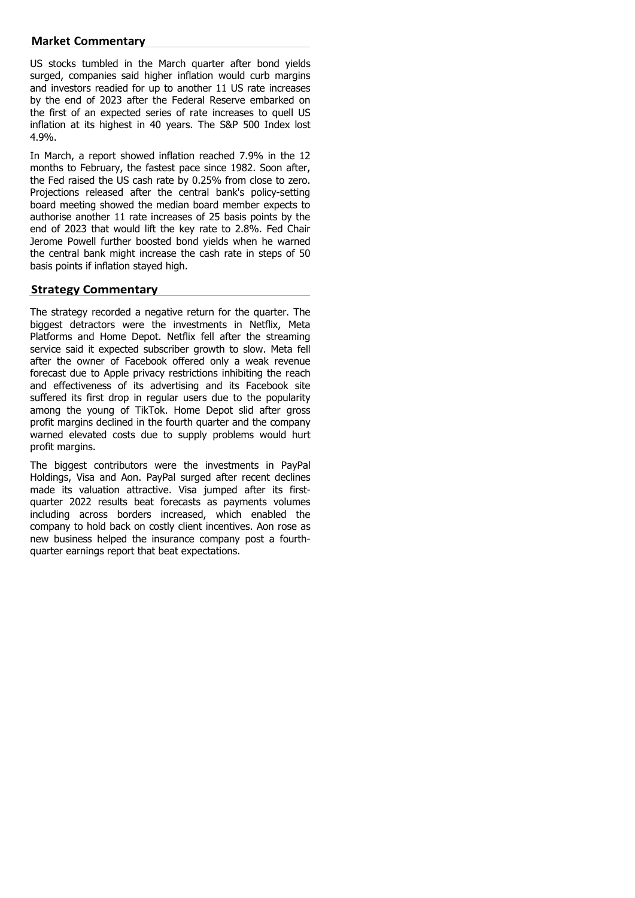## Market Commentary

US stocks tumbled in the March quarter after bond yields surged, companies said higher inflation would curb margins and investors readied for up to another 11 US rate increases by the end of 2023 after the Federal Reserve embarked on the first of an expected series of rate increases to quell US inflation at its highest in 40 years. The S&P 500 Index lost 4.9%.

In March, a report showed inflation reached 7.9% in the 12 months to February, the fastest pace since 1982. Soon after, the Fed raised the US cash rate by 0.25% from close to zero. Projections released after the central bank's policy-setting board meeting showed the median board member expects to authorise another 11 rate increases of 25 basis points by the end of 2023 that would lift the key rate to 2.8%. Fed Chair Jerome Powell further boosted bond yields when he warned the central bank might increase the cash rate in steps of 50 basis points if inflation stayed high.

## Strategy Commentary

The strategy recorded a negative return for the quarter. The biggest detractors were the investments in Netflix, Meta Platforms and Home Depot. Netflix fell after the streaming service said it expected subscriber growth to slow. Meta fell after the owner of Facebook offered only a weak revenue forecast due to Apple privacy restrictions inhibiting the reach and effectiveness of its advertising and its Facebook site suffered its first drop in regular users due to the popularity among the young of TikTok. Home Depot slid after gross profit margins declined in the fourth quarter and the company warned elevated costs due to supply problems would hurt profit margins.

The biggest contributors were the investments in PayPal Holdings, Visa and Aon. PayPal surged after recent declines made its valuation attractive. Visa jumped after its first-quarter 2022 results beat forecasts as payments volumes including across borders increased, which enabled the company to hold back on costly client incentives. Aon rose as new business helped the insurance company post a fourth-quarter earnings report that beat expectations.